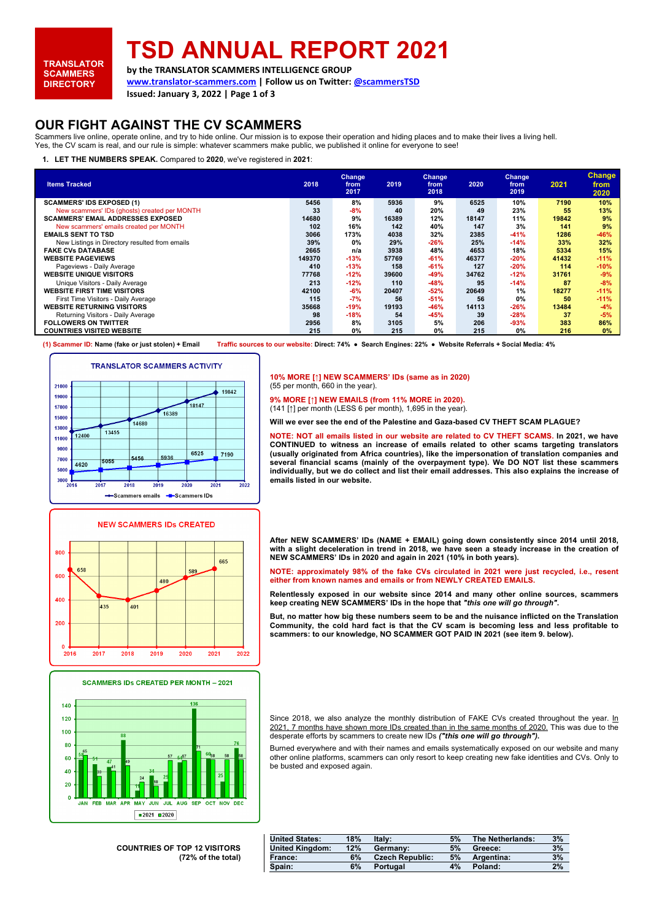TRANSLATOR SCAMMERS DIRECTORY

# TSD ANNUAL REPORT 2021

**by the TRANSLATOR SCAMMERS INTELLIGENCE GROUP**
**www.translator-scammers.com | Follow us on Twitter: @scammersTSD**
**Issued: January 3, 2022 | Page 1 of 3**

## OUR FIGHT AGAINST THE CV SCAMMERS

Scammers live online, operate online, and try to hide online. Our mission is to expose their operation and hiding places and to make their lives a living hell.
Yes, the CV scam is real, and our rule is simple: whatever scammers make public, we published it online for everyone to see!

1. **LET THE NUMBERS SPEAK.** Compared to **2020**, we've registered in **2021**:

| Items Tracked | 2018 | Change from 2017 | 2019 | Change from 2018 | 2020 | Change from 2019 | 2021 | Change from 2020 |
|---|---|---|---|---|---|---|---|---|
| **SCAMMERS' IDS EXPOSED (1)** | 5456 | 8% | 5936 | 9% | 6525 | 10% | 7190 | 10% |
| New scammers' IDs (ghosts) created per MONTH | 33 | -8% | 40 | 20% | 49 | 23% | 55 | 13% |
| **SCAMMERS' EMAIL ADDRESSES EXPOSED** | 14680 | 9% | 16389 | 12% | 18147 | 11% | 19842 | 9% |
| New scammers' emails created per MONTH | 102 | 16% | 142 | 40% | 147 | 3% | 141 | 9% |
| **EMAILS SENT TO TSD** | 3066 | 173% | 4038 | 32% | 2385 | -41% | 1286 | -46% |
| New Listings in Directory resulted from emails | 39% | 0% | 29% | -26% | 25% | -14% | 33% | 32% |
| **FAKE CVs DATABASE** | 2665 | n/a | 3938 | 48% | 4653 | 18% | 5334 | 15% |
| **WEBSITE PAGEVIEWS** | 149370 | -13% | 57769 | -61% | 46377 | -20% | 41432 | -11% |
| Pageviews - Daily Average | 410 | -13% | 158 | -61% | 127 | -20% | 114 | -10% |
| **WEBSITE UNIQUE VISITORS** | 77768 | -12% | 39600 | -49% | 34762 | -12% | 31761 | -9% |
| Unique Visitors - Daily Average | 213 | -12% | 110 | -48% | 95 | -14% | 87 | -8% |
| **WEBSITE FIRST TIME VISITORS** | 42100 | -6% | 20407 | -52% | 20649 | 1% | 18277 | -11% |
| First Time Visitors - Daily Average | 115 | -7% | 56 | -51% | 56 | 0% | 50 | -11% |
| **WEBSITE RETURNING VISITORS** | 35668 | -19% | 19193 | -46% | 14113 | -26% | 13484 | -4% |
| Returning Visitors - Daily Average | 98 | -18% | 54 | -45% | 39 | -28% | 37 | -5% |
| **FOLLOWERS ON TWITTER** | 2956 | 8% | 3105 | 5% | 206 | -93% | 383 | 86% |
| **COUNTRIES VISITED WEBSITE** | 215 | 0% | 215 | 0% | 215 | 0% | 216 | 0% |

(1) Scammer ID: Name (fake or just stolen) + Email    Traffic sources to our website: Direct: 74% • Search Engines: 22% • Website Referrals + Social Media: 4%

**TRANSLATOR SCAMMERS ACTIVITY**

| Year | Scammers emails | Scammers IDs |
|---|---|---|
| 2016 | 12400 | 4620 |
| 2017 | 13455 | 5055 |
| 2018 | 14680 | 5456 |
| 2019 | 16389 | 5936 |
| 2020 | 18147 | 6525 |
| 2021 | 19842 | 7190 |

**10% MORE [↑] NEW SCAMMERS' IDs (same as in 2020)**
(55 per month, 660 in the year).

**9% MORE [↑] NEW EMAILS (from 11% MORE in 2020).**
(141 [↑] per month (LESS 6 per month), 1,695 in the year).

**Will we ever see the end of the Palestine and Gaza-based CV THEFT SCAM PLAGUE?**

**NOTE: NOT all emails listed in our website are related to CV THEFT SCAMS. In 2021, we have CONTINUED to witness an increase of emails related to other scams targeting translators (usually originated from Africa countries), like the impersonation of translation companies and several financial scams (mainly of the overpayment type). We DO NOT list these scammers individually, but we do collect and list their email addresses. This also explains the increase of emails listed in our website.**

**NEW SCAMMERS IDs CREATED**

| Year | IDs |
|---|---|
| 2016 | 658 |
| 2017 | 435 |
| 2018 | 401 |
| 2019 | 480 |
| 2020 | 589 |
| 2021 | 665 |

**After NEW SCAMMERS' IDs (NAME + EMAIL) going down consistently since 2014 until 2018, with a slight deceleration in trend in 2018, we have seen a steady increase in the creation of NEW SCAMMERS' IDs in 2020 and again in 2021 (10% in both years).**

**NOTE: approximately 98% of the fake CVs circulated in 2021 were just recycled, i.e., resent either from known names and emails or from NEWLY CREATED EMAILS.**

**Relentlessly exposed in our website since 2014 and many other online sources, scammers keep creating NEW SCAMMERS' IDs in the hope that *"this one will go through"*.**

**But, no matter how big these numbers seem to be and the nuisance inflicted on the Translation Community, the cold hard fact is that the CV scam is becoming less and less profitable to scammers: to our knowledge, NO SCAMMER GOT PAID IN 2021 (see item 9. below).**

**SCAMMERS IDs CREATED PER MONTH – 2021**

| Month | 2021 | 2020 |
|---|---|---|
| JAN | 58 | 65 |
| FEB | 51 | 33 |
| MAR | 47 | 41 |
| APR | 88 | 49 |
| MAY | 11 | 24 |
| JUN | 34 | 18 |
| JUL | 25 | 57 |
| AUG | 54 | 57 |
| SEP | 136 | 71 |
| OCT | 60 | 58 |
| NOV | 25 | 58 |
| DEC | 76 | 58 |

Since 2018, we also analyze the monthly distribution of FAKE CVs created throughout the year. In 2021, 7 months have shown more IDs created than in the same months of 2020. This was due to the desperate efforts by scammers to create new IDs (*"this one will go through"*).

Burned everywhere and with their names and emails systematically exposed on our website and many other online platforms, scammers can only resort to keep creating new fake identities and CVs. Only to be busted and exposed again.

**COUNTRIES OF TOP 12 VISITORS (72% of the total)**

| Country | % | Country | % | Country | % |
|---|---|---|---|---|---|
| United States: | 18% | Italy: | 5% | The Netherlands: | 3% |
| United Kingdom: | 12% | Germany: | 5% | Greece: | 3% |
| France: | 6% | Czech Republic: | 5% | Argentina: | 3% |
| Spain: | 6% | Portugal | 4% | Poland: | 2% |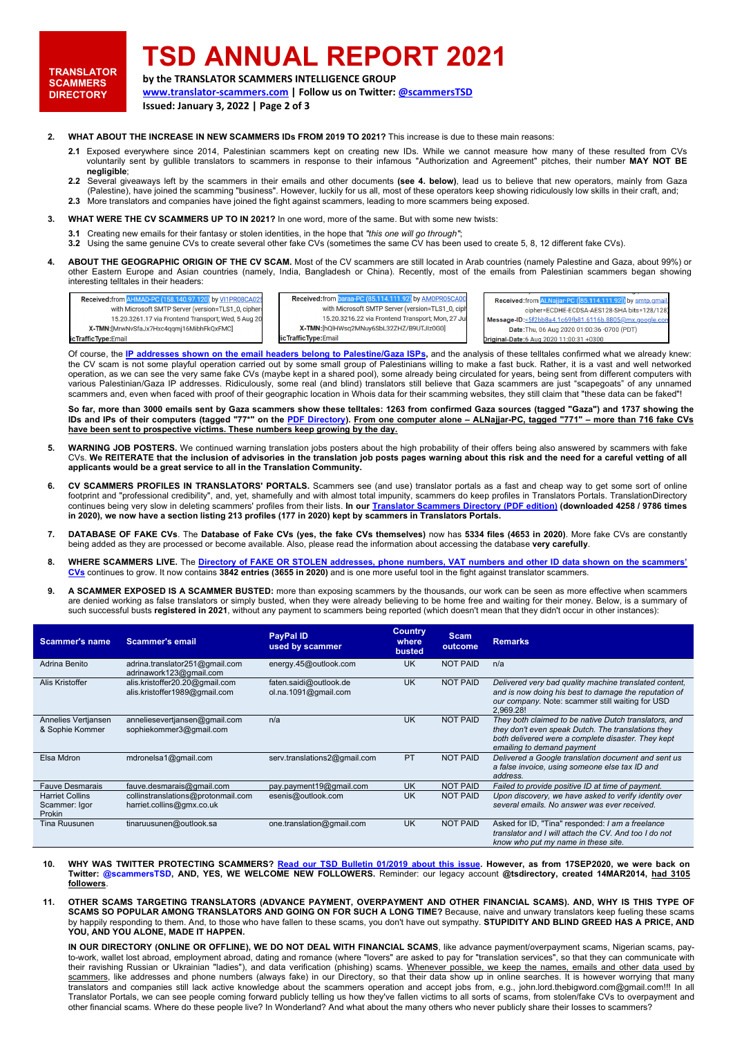# TSD ANNUAL REPORT 2021

**TRANSLATOR SCAMMERS DIRECTORY**

**by the TRANSLATOR SCAMMERS INTELLIGENCE GROUP**

**www.translator-scammers.com | Follow us on Twitter: @scammersTSD**

**Issued: January 3, 2022 | Page 2 of 3**

2. **WHAT ABOUT THE INCREASE IN NEW SCAMMERS IDs FROM 2019 TO 2021?** This increase is due to these main reasons:
   - **2.1** Exposed everywhere since 2014, Palestinian scammers kept on creating new IDs. While we cannot measure how many of these resulted from CVs voluntarily sent by gullible translators to scammers in response to their infamous "Authorization and Agreement" pitches, their number **MAY NOT BE negligible**;
   - **2.2** Several giveaways left by the scammers in their emails and other documents **(see 4. below)**, lead us to believe that new operators, mainly from Gaza (Palestine), have joined the scamming "business". However, luckily for us all, most of these operators keep showing ridiculously low skills in their craft, and;
   - **2.3** More translators and companies have joined the fight against scammers, leading to more scammers being exposed.

3. **WHAT WERE THE CV SCAMMERS UP TO IN 2021?** In one word, more of the same. But with some new twists:
   - **3.1** Creating new emails for their fantasy or stolen identities, in the hope that *"this one will go through"*;
   - **3.2** Using the same genuine CVs to create several other fake CVs (sometimes the same CV has been used to create 5, 8, 12 different fake CVs).

4. **ABOUT THE GEOGRAPHIC ORIGIN OF THE CV SCAM.** Most of the CV scammers are still located in Arab countries (namely Palestine and Gaza, about 99%) or other Eastern Europe and Asian countries (namely, India, Bangladesh or China). Recently, most of the emails from Palestinian scammers began showing interesting telltales in their headers:

```
Received: from AHMAD-PC (158.140.97.120) by VI1PR08CA02
with Microsoft SMTP Server (version=TLS1_0, cipher
15.20.3261.17 via Frontend Transport; Wed, 5 Aug 20
X-TMN: [MrwNvSfaJx7Hxc4qqmj16MibhFkQxFMC]
icTrafficType: Email
```

```
Received: from baraa-PC (85.114.111.92) by AM0PR05CA00
with Microsoft SMTP Server (version=TLS1_0, ciph
15.20.3216.22 via Frontend Transport; Mon, 27 Ju
X-TMN: [hQlHWsq2MNuy6SbL32ZHZ/B9UTJIz0G0]
icTrafficType: Email
```

```
Received: from ALNajjar-PC ([85.114.111.92]) by smtp.gmail
cipher=ECDHE-ECDSA-AES128-SHA bits=128/128
Message-ID: <5f2bb8a4.1c69fb81.6116b.8805@mx.google.com
Date: Thu, 06 Aug 2020 01:00:36 -0700 (PDT)
Original-Date: 6 Aug 2020 11:00:31 +0300
```

Of course, the **IP addresses shown on the email headers belong to Palestine/Gaza ISPs,** and the analysis of these telltales confirmed what we already knew: the CV scam is not some playful operation carried out by some small group of Palestinians willing to make a fast buck. Rather, it is a vast and well networked operation, as we can see the very same fake CVs (maybe kept in a shared pool), some already being circulated for years, being sent from different computers with various Palestinian/Gaza IP addresses. Ridiculously, some real (and blind) translators still believe that Gaza scammers are just "scapegoats" of any unnamed scammers and, even when faced with proof of their geographic location in Whois data for their scamming websites, they still claim that "these data can be faked"!

**So far, more than 3000 emails sent by Gaza scammers show these telltales: 1263 from confirmed Gaza sources (tagged "Gaza") and 1737 showing the IDs and IPs of their computers (tagged "77\*" on the PDF Directory). From one computer alone – ALNajjar-PC, tagged "771" – more than 716 fake CVs have been sent to prospective victims. These numbers keep growing by the day.**

5. **WARNING JOB POSTERS.** We continued warning translation jobs posters about the high probability of their offers being also answered by scammers with fake CVs. **We REITERATE that the inclusion of advisories in the translation job posts pages warning about this risk and the need for a careful vetting of all applicants would be a great service to all in the Translation Community.**

6. **CV SCAMMERS PROFILES IN TRANSLATORS' PORTALS.** Scammers see (and use) translator portals as a fast and cheap way to get some sort of online footprint and "professional credibility", and, yet, shamefully and with almost total impunity, scammers do keep profiles in Translators Portals. TranslationDirectory continues being very slow in deleting scammers' profiles from their lists. **In our Translator Scammers Directory (PDF edition) (downloaded 4258 / 9786 times in 2020), we now have a section listing 213 profiles (177 in 2020) kept by scammers in Translators Portals.**

7. **DATABASE OF FAKE CVs**. The **Database of Fake CVs (yes, the fake CVs themselves)** now has **5334 files (4653 in 2020)**. More fake CVs are constantly being added as they are processed or become available. Also, please read the information about accessing the database **very carefully**.

8. **WHERE SCAMMERS LIVE.** The **Directory of FAKE OR STOLEN addresses, phone numbers, VAT numbers and other ID data shown on the scammers' CVs** continues to grow. It now contains **3842 entries (3655 in 2020)** and is one more useful tool in the fight against translator scammers.

9. **A SCAMMER EXPOSED IS A SCAMMER BUSTED:** more than exposing scammers by the thousands, our work can be seen as more effective when scammers are denied working as false translators or simply busted, when they were already believing to be home free and waiting for their money. Below, is a summary of such successful busts **registered in 2021**, without any payment to scammers being reported (which doesn't mean that they didn't occur in other instances):

| Scammer's name | Scammer's email | PayPal ID used by scammer | Country where busted | Scam outcome | Remarks |
|---|---|---|---|---|---|
| Adrina Benito | adrina.translator251@gmail.com adrinawork123@gmail.com | energy.45@outlook.com | UK | NOT PAID | n/a |
| Alis Kristoffer | alis.kristoffer20.20@gmail.com alis.kristoffer1989@gmail.com | faten.saidi@outlook.de ol.na.1091@gmail.com | UK | NOT PAID | *Delivered very bad quality machine translated content, and is now doing his best to damage the reputation of our company.* Note: scammer still waiting for USD 2,969.28! |
| Annelies Vertjansen & Sophie Kommer | anneliesevertjansen@gmail.com sophiekommer3@gmail.com | n/a | UK | NOT PAID | *They both claimed to be native Dutch translators, and they don't even speak Dutch. The translations they both delivered were a complete disaster. They kept emailing to demand payment* |
| Elsa Mdron | mdronelsa1@gmail.com | serv.translations2@gmail.com | PT | NOT PAID | *Delivered a Google translation document and sent us a false invoice, using someone else tax ID and address.* |
| Fauve Desmarais | fauve.desmarais@gmail.com | pay.payment19@gmail.com | UK | NOT PAID | *Failed to provide positive ID at time of payment.* |
| Harriet Collins Scammer: Igor Prokin | collinstranslations@protonmail.com harriet.collins@gmx.co.uk | esenis@outlook.com | UK | NOT PAID | *Upon discovery, we have asked to verify identity over several emails. No answer was ever received.* |
| Tina Ruusunen | tinaruusunen@outlook.sa | one.translation@gmail.com | UK | NOT PAID | Asked for ID, "Tina" responded: *I am a freelance translator and I will attach the CV. And too I do not know who put my name in these site.* |

10. **WHY WAS TWITTER PROTECTING SCAMMERS? Read our TSD Bulletin 01/2019 about this issue. However, as from 17SEP2020, we were back on Twitter: @scammersTSD, AND, YES, WE WELCOME NEW FOLLOWERS.** Reminder: our legacy account **@tsdirectory, created 14MAR2014, had 3105 followers**.

11. **OTHER SCAMS TARGETING TRANSLATORS (ADVANCE PAYMENT, OVERPAYMENT AND OTHER FINANCIAL SCAMS). AND, WHY IS THIS TYPE OF SCAMS SO POPULAR AMONG TRANSLATORS AND GOING ON FOR SUCH A LONG TIME?** Because, naive and unwary translators keep fooling these scams by happily responding to them. And, to those who have fallen to these scams, you don't have out sympathy. **STUPIDITY AND BLIND GREED HAS A PRICE, AND YOU, AND YOU ALONE, MADE IT HAPPEN.**

    **IN OUR DIRECTORY (ONLINE OR OFFLINE), WE DO NOT DEAL WITH FINANCIAL SCAMS**, like advance payment/overpayment scams, Nigerian scams, pay-to-work, wallet lost abroad, employment abroad, dating and romance (where "lovers" are asked to pay for "translation services", so that they can communicate with their ravishing Russian or Ukrainian "ladies"), and data verification (phishing) scams. Whenever possible, we keep the names, emails and other data used by scammers, like addresses and phone numbers (always fake) in our Directory, so that their data show up in online searches. It is however worrying that many translators and companies still lack active knowledge about the scammers operation and accept jobs from, e.g., john.lord.thebigword.com@gmail.com!!! In all Translator Portals, we can see people coming forward publicly telling us how they've fallen victims to all sorts of scams, from stolen/fake CVs to overpayment and other financial scams. Where do these people live? In Wonderland? And what about the many others who never publicly share their losses to scammers?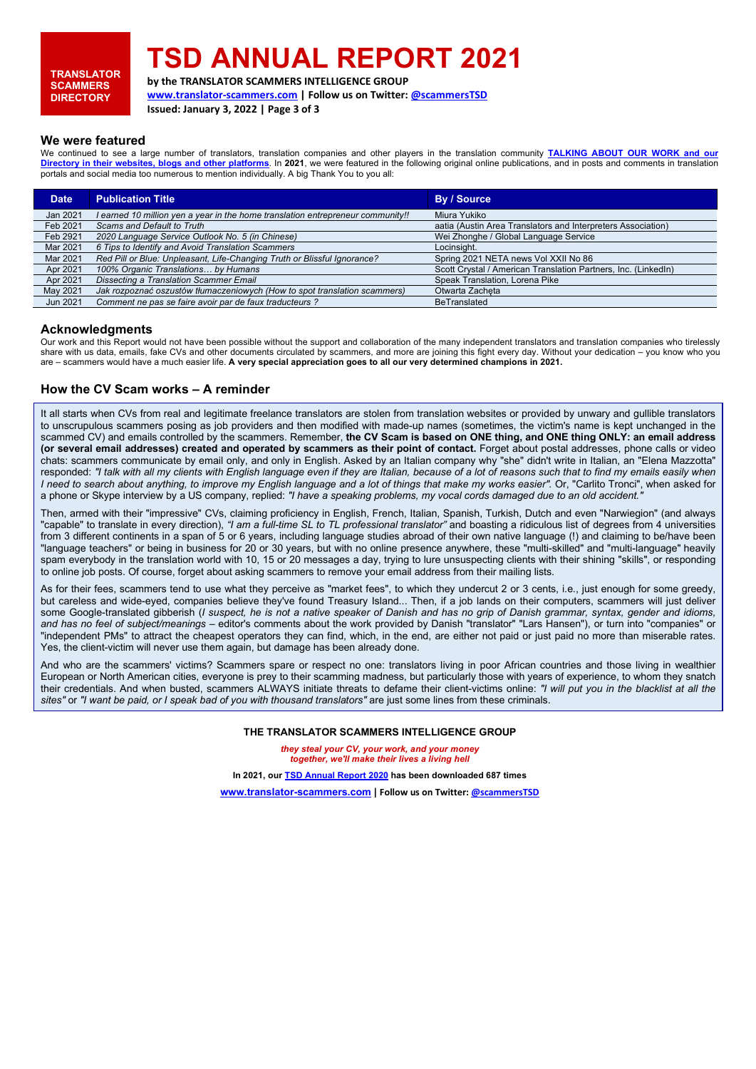TRANSLATOR SCAMMERS DIRECTORY

# TSD ANNUAL REPORT 2021

**by the TRANSLATOR SCAMMERS INTELLIGENCE GROUP**

**www.translator-scammers.com | Follow us on Twitter: @scammersTSD**

**Issued: January 3, 2022 | Page 3 of 3**

## We were featured

We continued to see a large number of translators, translation companies and other players in the translation community **TALKING ABOUT OUR WORK and our Directory in their websites, blogs and other platforms**. In **2021**, we were featured in the following original online publications, and in posts and comments in translation portals and social media too numerous to mention individually. A big Thank You to you all:

| Date | Publication Title | By / Source |
|---|---|---|
| Jan 2021 | *I earned 10 million yen a year in the home translation entrepreneur community!!* | Miura Yukiko |
| Feb 2021 | *Scams and Default to Truth* | aatia (Austin Area Translators and Interpreters Association) |
| Feb 2921 | *2020 Language Service Outlook No. 5 (in Chinese)* | Wei Zhonghe / Global Language Service |
| Mar 2021 | *6 Tips to Identify and Avoid Translation Scammers* | Locinsight. |
| Mar 2021 | *Red Pill or Blue: Unpleasant, Life-Changing Truth or Blissful Ignorance?* | Spring 2021 NETA news Vol XXII No 86 |
| Apr 2021 | *100% Organic Translations… by Humans* | Scott Crystal / American Translation Partners, Inc. (LinkedIn) |
| Apr 2021 | *Dissecting a Translation Scammer Email* | Speak Translation, Lorena Pike |
| May 2021 | *Jak rozpoznać oszustów tłumaczeniowych (How to spot translation scammers)* | Otwarta Zachęta |
| Jun 2021 | *Comment ne pas se faire avoir par de faux traducteurs ?* | BeTranslated |

## Acknowledgments

Our work and this Report would not have been possible without the support and collaboration of the many independent translators and translation companies who tirelessly share with us data, emails, fake CVs and other documents circulated by scammers, and more are joining this fight every day. Without your dedication – you know who you are – scammers would have a much easier life. **A very special appreciation goes to all our very determined champions in 2021.**

## How the CV Scam works – A reminder

It all starts when CVs from real and legitimate freelance translators are stolen from translation websites or provided by unwary and gullible translators to unscrupulous scammers posing as job providers and then modified with made-up names (sometimes, the victim's name is kept unchanged in the scammed CV) and emails controlled by the scammers. Remember, **the CV Scam is based on ONE thing, and ONE thing ONLY: an email address (or several email addresses) created and operated by scammers as their point of contact.** Forget about postal addresses, phone calls or video chats: scammers communicate by email only, and only in English. Asked by an Italian company why "she" didn't write in Italian, an "Elena Mazzotta" responded: *"I talk with all my clients with English language even if they are Italian, because of a lot of reasons such that to find my emails easily when I need to search about anything, to improve my English language and a lot of things that make my works easier".* Or, "Carlito Tronci", when asked for a phone or Skype interview by a US company, replied: *"I have a speaking problems, my vocal cords damaged due to an old accident."*

Then, armed with their "impressive" CVs, claiming proficiency in English, French, Italian, Spanish, Turkish, Dutch and even "Narwiegion" (and always "capable" to translate in every direction), *"I am a full-time SL to TL professional translator"* and boasting a ridiculous list of degrees from 4 universities from 3 different continents in a span of 5 or 6 years, including language studies abroad of their own native language (!) and claiming to be/have been "language teachers" or being in business for 20 or 30 years, but with no online presence anywhere, these "multi-skilled" and "multi-language" heavily spam everybody in the translation world with 10, 15 or 20 messages a day, trying to lure unsuspecting clients with their shining "skills", or responding to online job posts. Of course, forget about asking scammers to remove your email address from their mailing lists.

As for their fees, scammers tend to use what they perceive as "market fees", to which they undercut 2 or 3 cents, i.e., just enough for some greedy, but careless and wide-eyed, companies believe they've found Treasury Island... Then, if a job lands on their computers, scammers will just deliver some Google-translated gibberish (*I suspect, he is not a native speaker of Danish and has no grip of Danish grammar, syntax, gender and idioms, and has no feel of subject/meanings* – editor's comments about the work provided by Danish "translator" "Lars Hansen"), or turn into "companies" or "independent PMs" to attract the cheapest operators they can find, which, in the end, are either not paid or just paid no more than miserable rates. Yes, the client-victim will never use them again, but damage has been already done.

And who are the scammers' victims? Scammers spare or respect no one: translators living in poor African countries and those living in wealthier European or North American cities, everyone is prey to their scamming madness, but particularly those with years of experience, to whom they snatch their credentials. And when busted, scammers ALWAYS initiate threats to defame their client-victims online: *"I will put you in the blacklist at all the sites"* or *"I want be paid, or I speak bad of you with thousand translators"* are just some lines from these criminals.

**THE TRANSLATOR SCAMMERS INTELLIGENCE GROUP**

***they steal your CV, your work, and your money***
***together, we'll make their lives a living hell***

**In 2021, our TSD Annual Report 2020 has been downloaded 687 times**

**www.translator-scammers.com | Follow us on Twitter: @scammersTSD**